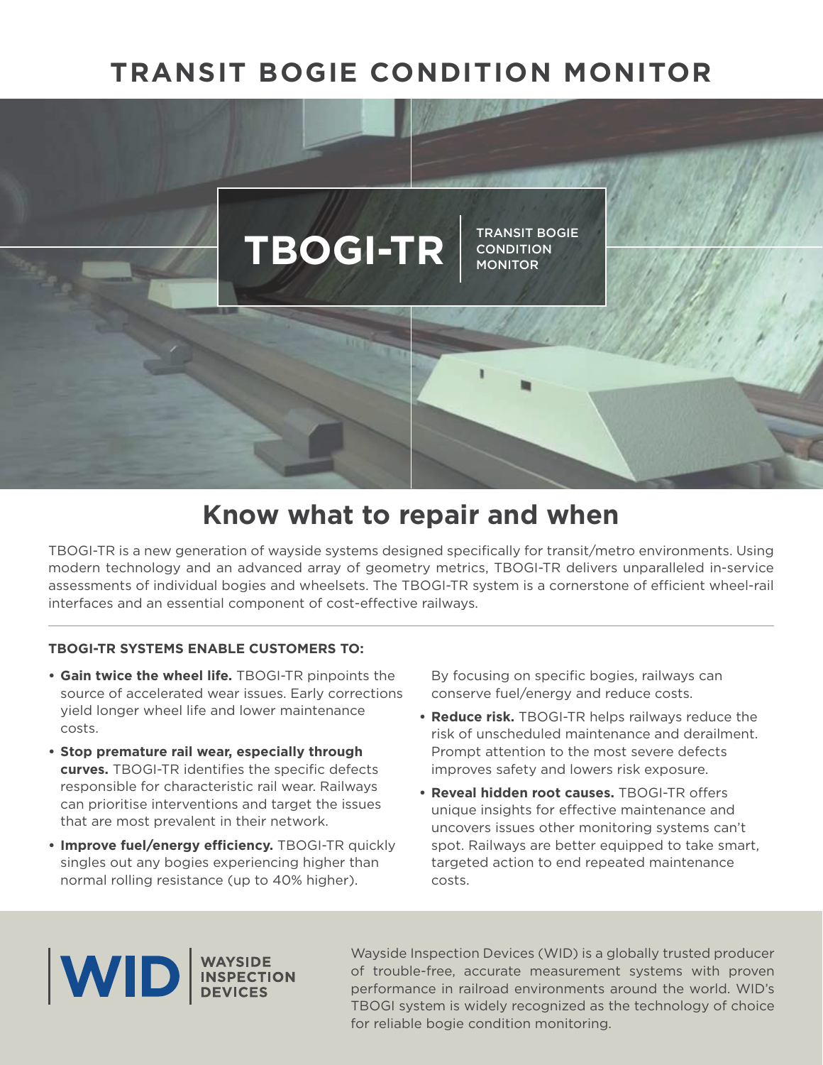# TRANSIT BOGIE CONDITION MONITOR

**TBOGI-TR** | TRANSIT BOGIE CONDITION MONITOR

## Know what to repair and when

TBOGI-TR is a new generation of wayside systems designed specifically for transit/metro environments. Using modern technology and an advanced array of geometry metrics, TBOGI-TR delivers unparalleled in-service assessments of individual bogies and wheelsets. The TBOGI-TR system is a cornerstone of efficient wheel-rail interfaces and an essential component of cost-effective railways.

**TBOGI-TR SYSTEMS ENABLE CUSTOMERS TO:**

- **Gain twice the wheel life.** TBOGI-TR pinpoints the source of accelerated wear issues. Early corrections yield longer wheel life and lower maintenance costs.
- **Stop premature rail wear, especially through curves.** TBOGI-TR identifies the specific defects responsible for characteristic rail wear. Railways can prioritise interventions and target the issues that are most prevalent in their network.
- **Improve fuel/energy efficiency.** TBOGI-TR quickly singles out any bogies experiencing higher than normal rolling resistance (up to 40% higher). By focusing on specific bogies, railways can conserve fuel/energy and reduce costs.
- **Reduce risk.** TBOGI-TR helps railways reduce the risk of unscheduled maintenance and derailment. Prompt attention to the most severe defects improves safety and lowers risk exposure.
- **Reveal hidden root causes.** TBOGI-TR offers unique insights for effective maintenance and uncovers issues other monitoring systems can't spot. Railways are better equipped to take smart, targeted action to end repeated maintenance costs.

**WID** | WAYSIDE INSPECTION DEVICES

Wayside Inspection Devices (WID) is a globally trusted producer of trouble-free, accurate measurement systems with proven performance in railroad environments around the world. WID's TBOGI system is widely recognized as the technology of choice for reliable bogie condition monitoring.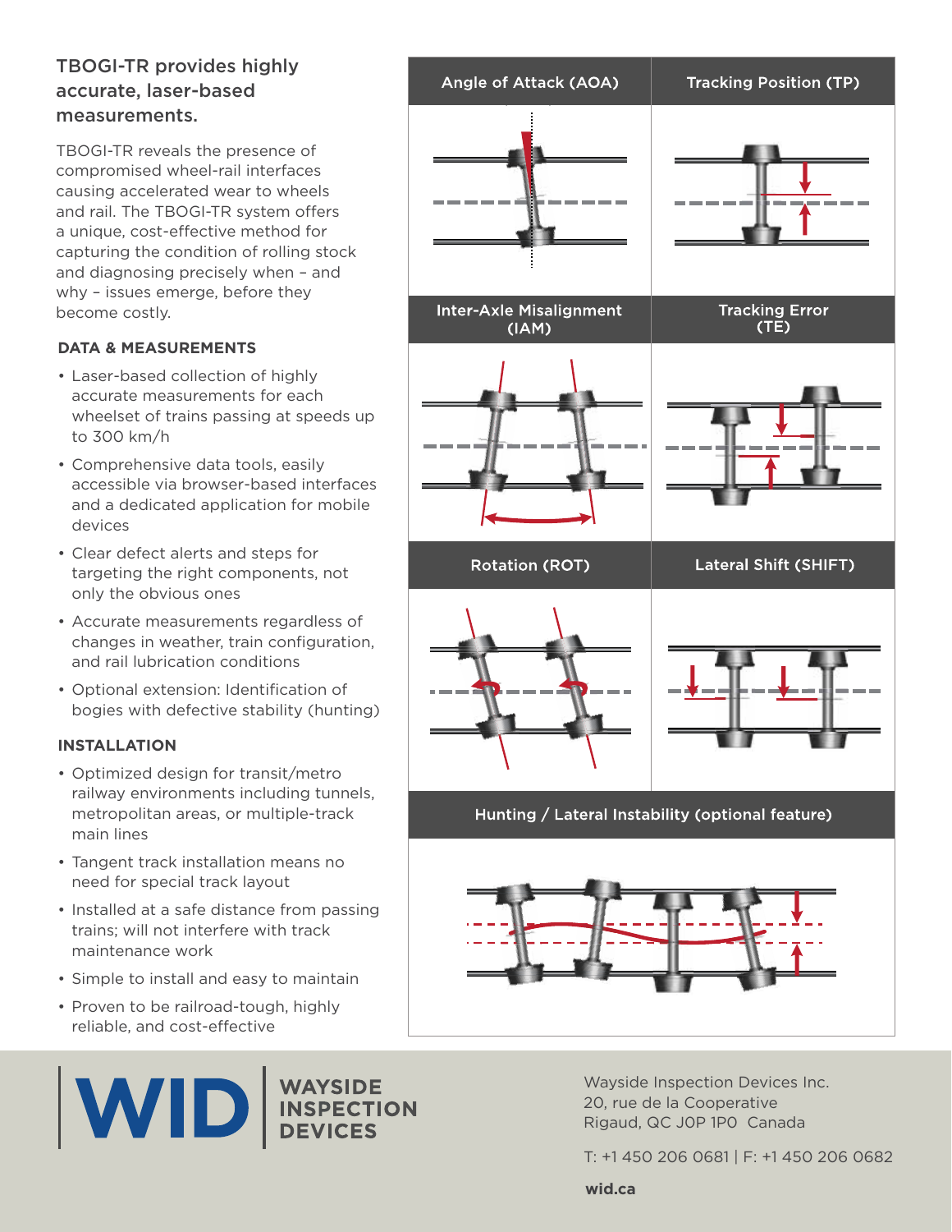## TBOGI-TR provides highly accurate, laser-based measurements.

TBOGI-TR reveals the presence of compromised wheel-rail interfaces causing accelerated wear to wheels and rail. The TBOGI-TR system offers a unique, cost-effective method for capturing the condition of rolling stock and diagnosing precisely when – and why – issues emerge, before they become costly.

### DATA & MEASUREMENTS

- Laser-based collection of highly accurate measurements for each wheelset of trains passing at speeds up to 300 km/h
- Comprehensive data tools, easily accessible via browser-based interfaces and a dedicated application for mobile devices
- Clear defect alerts and steps for targeting the right components, not only the obvious ones
- Accurate measurements regardless of changes in weather, train configuration, and rail lubrication conditions
- Optional extension: Identification of bogies with defective stability (hunting)

### INSTALLATION

- Optimized design for transit/metro railway environments including tunnels, metropolitan areas, or multiple-track main lines
- Tangent track installation means no need for special track layout
- Installed at a safe distance from passing trains; will not interfere with track maintenance work
- Simple to install and easy to maintain
- Proven to be railroad-tough, highly reliable, and cost-effective

Angle of Attack (AOA)

Tracking Position (TP)

Inter-Axle Misalignment (IAM)

Tracking Error (TE)

Rotation (ROT)

Lateral Shift (SHIFT)

Hunting / Lateral Instability (optional feature)

WID | WAYSIDE INSPECTION DEVICES

Wayside Inspection Devices Inc.
20, rue de la Cooperative
Rigaud, QC J0P 1P0 Canada

T: +1 450 206 0681 | F: +1 450 206 0682

**wid.ca**